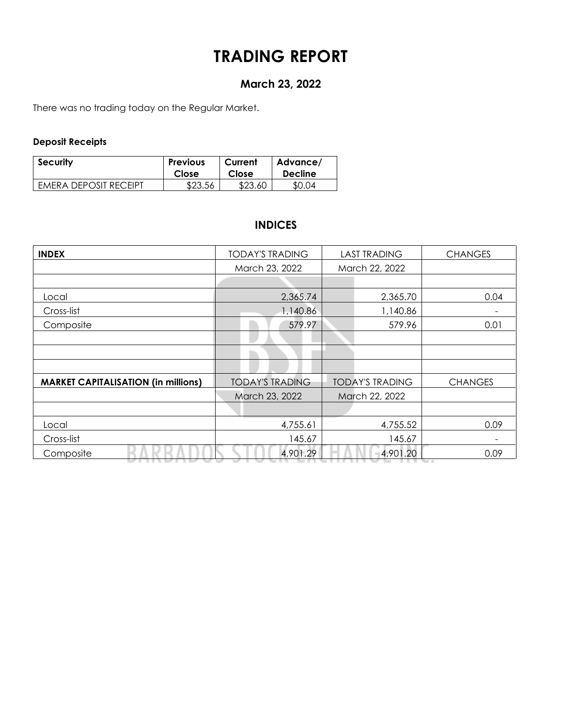# TRADING REPORT

## March 23, 2022

There was no trading today on the Regular Market.

**Deposit Receipts**

| Security | Previous Close | Current Close | Advance/ Decline |
|---|---|---|---|
| EMERA DEPOSIT RECEIPT | $23.56 | $23.60 | $0.04 |

## INDICES

| **INDEX** | TODAY'S TRADING | LAST TRADING | CHANGES |
|---|---|---|---|
| | March 23, 2022 | March 22, 2022 | |
| | | | |
| Local | 2,365.74 | 2,365.70 | 0.04 |
| Cross-list | 1,140.86 | 1,140.86 | - |
| Composite | 579.97 | 579.96 | 0.01 |
| | | | |
| | | | |
| | | | |
| **MARKET CAPITALISATION (in millions)** | TODAY'S TRADING | TODAY'S TRADING | CHANGES |
| | March 23, 2022 | March 22, 2022 | |
| | | | |
| Local | 4,755.61 | 4,755.52 | 0.09 |
| Cross-list | 145.67 | 145.67 | - |
| Composite | 4,901.29 | 4,901.20 | 0.09 |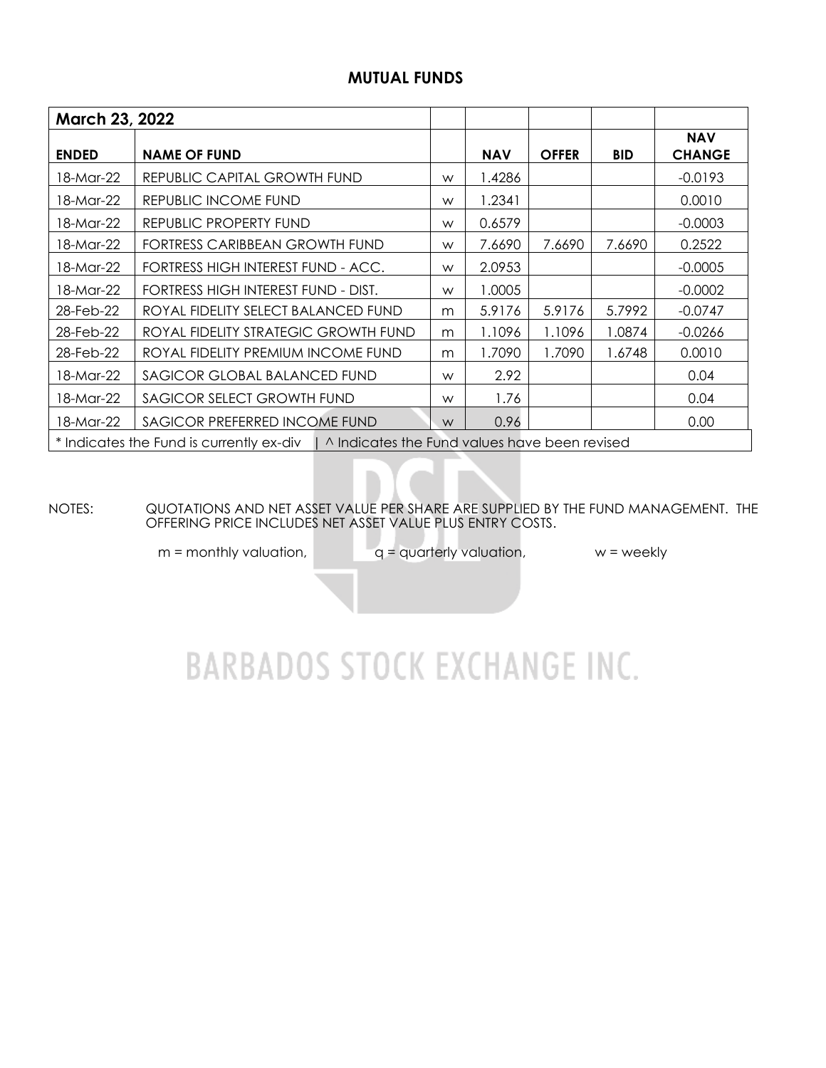## MUTUAL FUNDS

| March 23, 2022 | | | | | | |
|---|---|---|---|---|---|---|
| **ENDED** | **NAME OF FUND** | | **NAV** | **OFFER** | **BID** | **NAV CHANGE** |
| 18-Mar-22 | REPUBLIC CAPITAL GROWTH FUND | w | 1.4286 | | | -0.0193 |
| 18-Mar-22 | REPUBLIC INCOME FUND | w | 1.2341 | | | 0.0010 |
| 18-Mar-22 | REPUBLIC PROPERTY FUND | w | 0.6579 | | | -0.0003 |
| 18-Mar-22 | FORTRESS CARIBBEAN GROWTH FUND | w | 7.6690 | 7.6690 | 7.6690 | 0.2522 |
| 18-Mar-22 | FORTRESS HIGH INTEREST FUND - ACC. | w | 2.0953 | | | -0.0005 |
| 18-Mar-22 | FORTRESS HIGH INTEREST FUND - DIST. | w | 1.0005 | | | -0.0002 |
| 28-Feb-22 | ROYAL FIDELITY SELECT BALANCED FUND | m | 5.9176 | 5.9176 | 5.7992 | -0.0747 |
| 28-Feb-22 | ROYAL FIDELITY STRATEGIC GROWTH FUND | m | 1.1096 | 1.1096 | 1.0874 | -0.0266 |
| 28-Feb-22 | ROYAL FIDELITY PREMIUM INCOME FUND | m | 1.7090 | 1.7090 | 1.6748 | 0.0010 |
| 18-Mar-22 | SAGICOR GLOBAL BALANCED FUND | w | 2.92 | | | 0.04 |
| 18-Mar-22 | SAGICOR SELECT GROWTH FUND | w | 1.76 | | | 0.04 |
| 18-Mar-22 | SAGICOR PREFERRED INCOME FUND | w | 0.96 | | | 0.00 |

* Indicates the Fund is currently ex-div | ^ Indicates the Fund values have been revised

NOTES: QUOTATIONS AND NET ASSET VALUE PER SHARE ARE SUPPLIED BY THE FUND MANAGEMENT. THE OFFERING PRICE INCLUDES NET ASSET VALUE PLUS ENTRY COSTS.

m = monthly valuation, q = quarterly valuation, w = weekly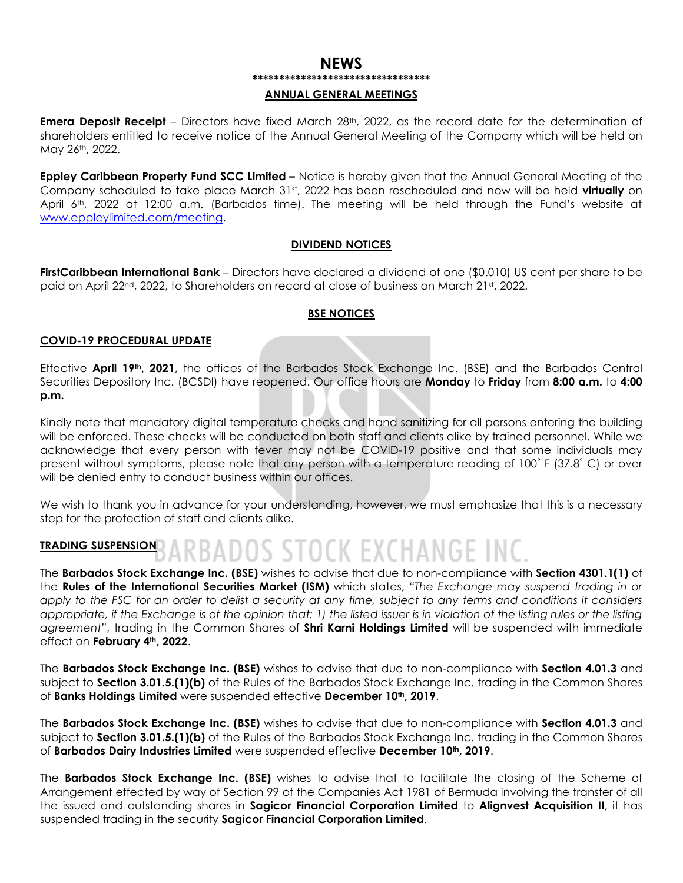# NEWS

**********************************

## ANNUAL GENERAL MEETINGS

**Emera Deposit Receipt** – Directors have fixed March 28th, 2022, as the record date for the determination of shareholders entitled to receive notice of the Annual General Meeting of the Company which will be held on May 26th, 2022.

**Eppley Caribbean Property Fund SCC Limited –** Notice is hereby given that the Annual General Meeting of the Company scheduled to take place March 31st, 2022 has been rescheduled and now will be held **virtually** on April 6th, 2022 at 12:00 a.m. (Barbados time). The meeting will be held through the Fund's website at www.eppleylimited.com/meeting.

## DIVIDEND NOTICES

**FirstCaribbean International Bank** – Directors have declared a dividend of one ($0.010) US cent per share to be paid on April 22nd, 2022, to Shareholders on record at close of business on March 21st, 2022.

## BSE NOTICES

### COVID-19 PROCEDURAL UPDATE

Effective **April 19th, 2021**, the offices of the Barbados Stock Exchange Inc. (BSE) and the Barbados Central Securities Depository Inc. (BCSDI) have reopened. Our office hours are **Monday** to **Friday** from **8:00 a.m.** to **4:00 p.m.**

Kindly note that mandatory digital temperature checks and hand sanitizing for all persons entering the building will be enforced. These checks will be conducted on both staff and clients alike by trained personnel. While we acknowledge that every person with fever may not be COVID-19 positive and that some individuals may present without symptoms, please note that any person with a temperature reading of 100˚ F (37.8˚ C) or over will be denied entry to conduct business within our offices.

We wish to thank you in advance for your understanding, however, we must emphasize that this is a necessary step for the protection of staff and clients alike.

### TRADING SUSPENSION

The **Barbados Stock Exchange Inc. (BSE)** wishes to advise that due to non-compliance with **Section 4301.1(1)** of the **Rules of the International Securities Market (ISM)** which states, *"The Exchange may suspend trading in or apply to the FSC for an order to delist a security at any time, subject to any terms and conditions it considers appropriate, if the Exchange is of the opinion that: 1) the listed issuer is in violation of the listing rules or the listing agreement"*, trading in the Common Shares of **Shri Karni Holdings Limited** will be suspended with immediate effect on **February 4th, 2022**.

The **Barbados Stock Exchange Inc. (BSE)** wishes to advise that due to non-compliance with **Section 4.01.3** and subject to **Section 3.01.5.(1)(b)** of the Rules of the Barbados Stock Exchange Inc. trading in the Common Shares of **Banks Holdings Limited** were suspended effective **December 10th, 2019**.

The **Barbados Stock Exchange Inc. (BSE)** wishes to advise that due to non-compliance with **Section 4.01.3** and subject to **Section 3.01.5.(1)(b)** of the Rules of the Barbados Stock Exchange Inc. trading in the Common Shares of **Barbados Dairy Industries Limited** were suspended effective **December 10th, 2019**.

The **Barbados Stock Exchange Inc. (BSE)** wishes to advise that to facilitate the closing of the Scheme of Arrangement effected by way of Section 99 of the Companies Act 1981 of Bermuda involving the transfer of all the issued and outstanding shares in **Sagicor Financial Corporation Limited** to **Alignvest Acquisition II**, it has suspended trading in the security **Sagicor Financial Corporation Limited**.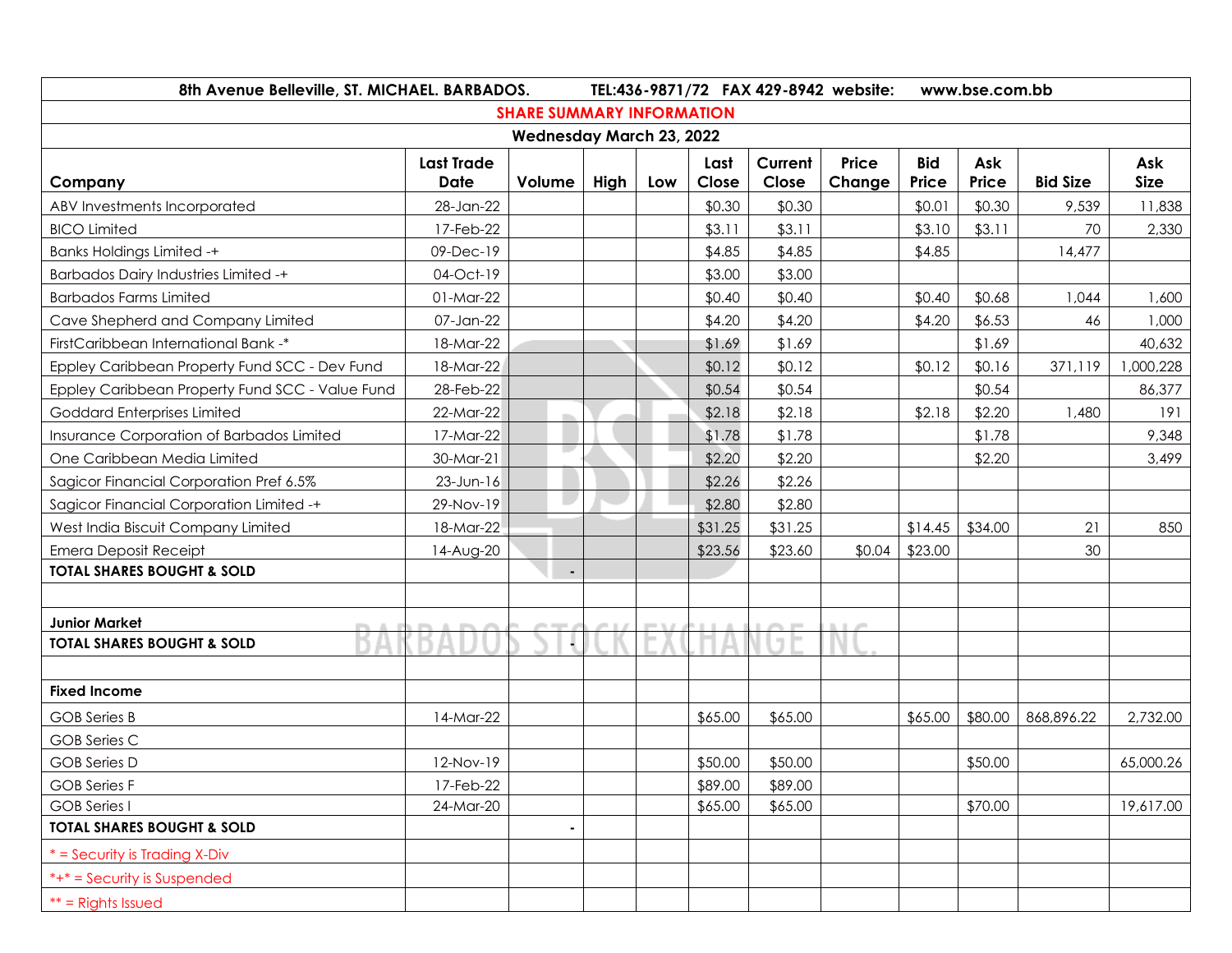8th Avenue Belleville, ST. MICHAEL. BARBADOS. TEL:436-9871/72 FAX 429-8942 website: www.bse.com.bb

## SHARE SUMMARY INFORMATION

### Wednesday March 23, 2022

| Company | Last Trade Date | Volume | High | Low | Last Close | Current Close | Price Change | Bid Price | Ask Price | Bid Size | Ask Size |
|---|---|---|---|---|---|---|---|---|---|---|---|
| ABV Investments Incorporated | 28-Jan-22 | | | | $0.30 | $0.30 | | $0.01 | $0.30 | 9,539 | 11,838 |
| BICO Limited | 17-Feb-22 | | | | $3.11 | $3.11 | | $3.10 | $3.11 | 70 | 2,330 |
| Banks Holdings Limited -+ | 09-Dec-19 | | | | $4.85 | $4.85 | | $4.85 | | 14,477 | |
| Barbados Dairy Industries Limited -+ | 04-Oct-19 | | | | $3.00 | $3.00 | | | | | |
| Barbados Farms Limited | 01-Mar-22 | | | | $0.40 | $0.40 | | $0.40 | $0.68 | 1,044 | 1,600 |
| Cave Shepherd and Company Limited | 07-Jan-22 | | | | $4.20 | $4.20 | | $4.20 | $6.53 | 46 | 1,000 |
| FirstCaribbean International Bank -* | 18-Mar-22 | | | | $1.69 | $1.69 | | | $1.69 | | 40,632 |
| Eppley Caribbean Property Fund SCC - Dev Fund | 18-Mar-22 | | | | $0.12 | $0.12 | | $0.12 | $0.16 | 371,119 | 1,000,228 |
| Eppley Caribbean Property Fund SCC - Value Fund | 28-Feb-22 | | | | $0.54 | $0.54 | | | $0.54 | | 86,377 |
| Goddard Enterprises Limited | 22-Mar-22 | | | | $2.18 | $2.18 | | $2.18 | $2.20 | 1,480 | 191 |
| Insurance Corporation of Barbados Limited | 17-Mar-22 | | | | $1.78 | $1.78 | | | $1.78 | | 9,348 |
| One Caribbean Media Limited | 30-Mar-21 | | | | $2.20 | $2.20 | | | $2.20 | | 3,499 |
| Sagicor Financial Corporation Pref 6.5% | 23-Jun-16 | | | | $2.26 | $2.26 | | | | | |
| Sagicor Financial Corporation Limited -+ | 29-Nov-19 | | | | $2.80 | $2.80 | | | | | |
| West India Biscuit Company Limited | 18-Mar-22 | | | | $31.25 | $31.25 | | $14.45 | $34.00 | 21 | 850 |
| Emera Deposit Receipt | 14-Aug-20 | | | | $23.56 | $23.60 | $0.04 | $23.00 | | 30 | |
| **TOTAL SHARES BOUGHT & SOLD** | | - | | | | | | | | | |
| | | | | | | | | | | | |
| **Junior Market** | | | | | | | | | | | |
| **TOTAL SHARES BOUGHT & SOLD** | | - | | | | | | | | | |
| | | | | | | | | | | | |
| **Fixed Income** | | | | | | | | | | | |
| GOB Series B | 14-Mar-22 | | | | $65.00 | $65.00 | | $65.00 | $80.00 | 868,896.22 | 2,732.00 |
| GOB Series C | | | | | | | | | | | |
| GOB Series D | 12-Nov-19 | | | | $50.00 | $50.00 | | | $50.00 | | 65,000.26 |
| GOB Series F | 17-Feb-22 | | | | $89.00 | $89.00 | | | | | |
| GOB Series I | 24-Mar-20 | | | | $65.00 | $65.00 | | | $70.00 | | 19,617.00 |
| **TOTAL SHARES BOUGHT & SOLD** | | - | | | | | | | | | |
| * = Security is Trading X-Div | | | | | | | | | | | |
| *+* = Security is Suspended | | | | | | | | | | | |
| ** = Rights Issued | | | | | | | | | | | |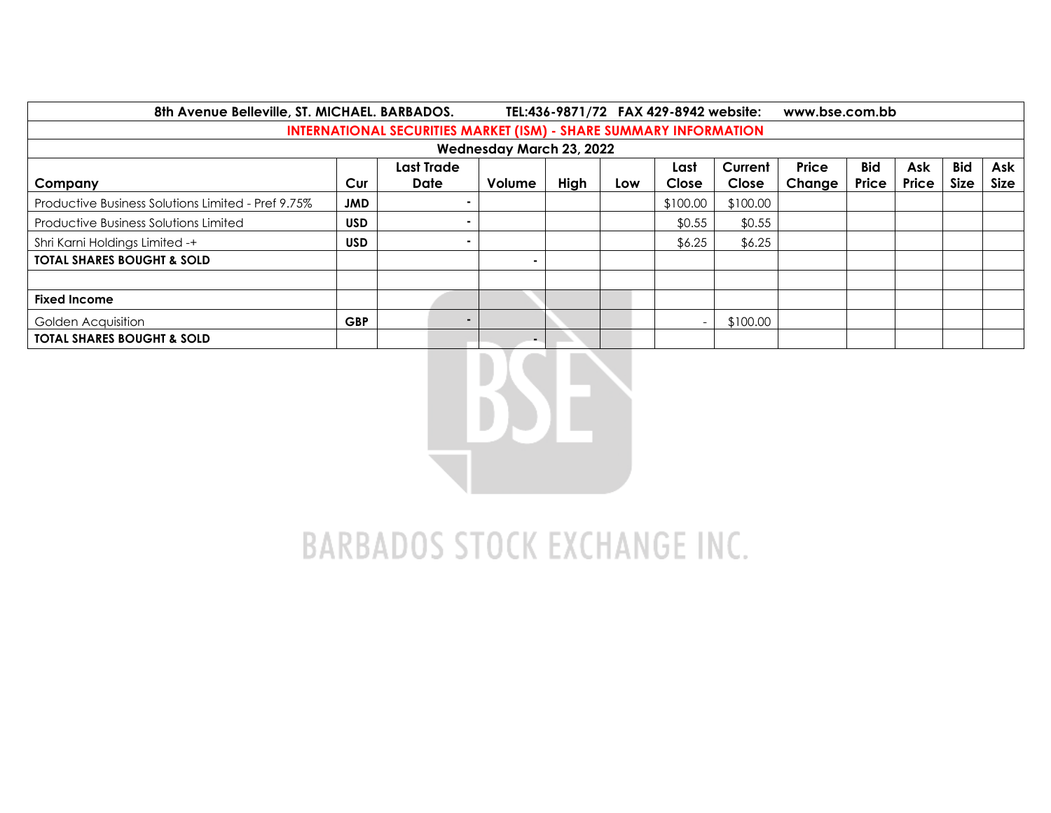8th Avenue Belleville, ST. MICHAEL. BARBADOS. TEL:436-9871/72 FAX 429-8942 website: www.bse.com.bb

## INTERNATIONAL SECURITIES MARKET (ISM) - SHARE SUMMARY INFORMATION

### Wednesday March 23, 2022

| Company | Cur | Last Trade Date | Volume | High | Low | Last Close | Current Close | Price Change | Bid Price | Ask Price | Bid Size | Ask Size |
|---|---|---|---|---|---|---|---|---|---|---|---|---|
| Productive Business Solutions Limited - Pref 9.75% | **JMD** | - | | | | $100.00 | $100.00 | | | | | |
| Productive Business Solutions Limited | **USD** | - | | | | $0.55 | $0.55 | | | | | |
| Shri Karni Holdings Limited -+ | **USD** | - | | | | $6.25 | $6.25 | | | | | |
| **TOTAL SHARES BOUGHT & SOLD** | | | - | | | | | | | | | |
| | | | | | | | | | | | | |
| **Fixed Income** | | | | | | | | | | | | |
| Golden Acquisition | **GBP** | - | | | | - | $100.00 | | | | | |
| **TOTAL SHARES BOUGHT & SOLD** | | | - | | | | | | | | | |

BARBADOS STOCK EXCHANGE INC.